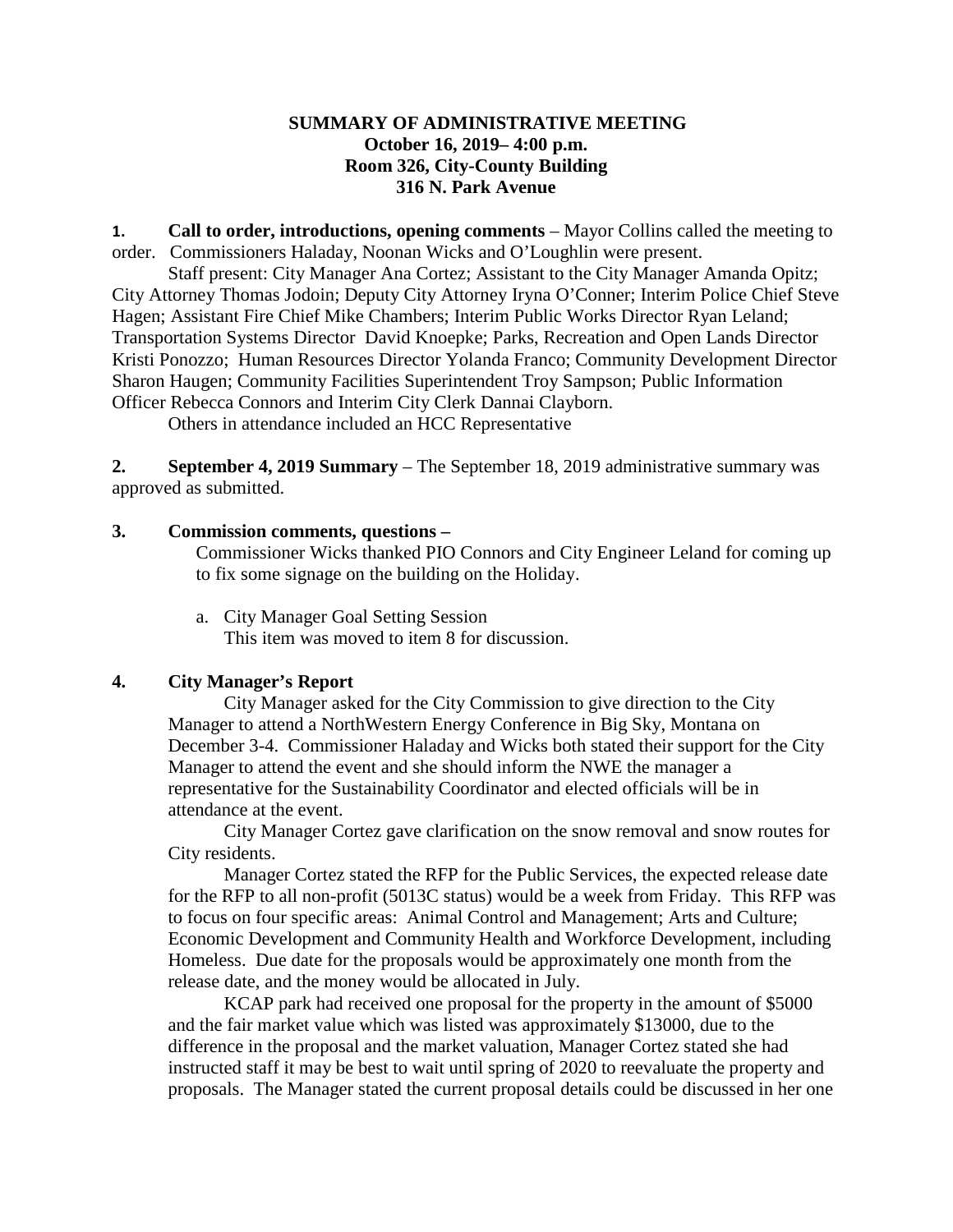**SUMMARY OF ADMINISTRATIVE MEETING**
**October 16, 2019– 4:00 p.m.**
**Room 326, City-County Building**
**316 N. Park Avenue**

**1. Call to order, introductions, opening comments** – Mayor Collins called the meeting to order. Commissioners Haladay, Noonan Wicks and O'Loughlin were present.

Staff present: City Manager Ana Cortez; Assistant to the City Manager Amanda Opitz; City Attorney Thomas Jodoin; Deputy City Attorney Iryna O'Conner; Interim Police Chief Steve Hagen; Assistant Fire Chief Mike Chambers; Interim Public Works Director Ryan Leland; Transportation Systems Director David Knoepke; Parks, Recreation and Open Lands Director Kristi Ponozzo; Human Resources Director Yolanda Franco; Community Development Director Sharon Haugen; Community Facilities Superintendent Troy Sampson; Public Information Officer Rebecca Connors and Interim City Clerk Dannai Clayborn.

Others in attendance included an HCC Representative

**2. September 4, 2019 Summary** – The September 18, 2019 administrative summary was approved as submitted.

**3. Commission comments, questions –**

Commissioner Wicks thanked PIO Connors and City Engineer Leland for coming up to fix some signage on the building on the Holiday.

a. City Manager Goal Setting Session
This item was moved to item 8 for discussion.

**4. City Manager's Report**

City Manager asked for the City Commission to give direction to the City Manager to attend a NorthWestern Energy Conference in Big Sky, Montana on December 3-4. Commissioner Haladay and Wicks both stated their support for the City Manager to attend the event and she should inform the NWE the manager a representative for the Sustainability Coordinator and elected officials will be in attendance at the event.

City Manager Cortez gave clarification on the snow removal and snow routes for City residents.

Manager Cortez stated the RFP for the Public Services, the expected release date for the RFP to all non-profit (5013C status) would be a week from Friday. This RFP was to focus on four specific areas: Animal Control and Management; Arts and Culture; Economic Development and Community Health and Workforce Development, including Homeless. Due date for the proposals would be approximately one month from the release date, and the money would be allocated in July.

KCAP park had received one proposal for the property in the amount of $5000 and the fair market value which was listed was approximately $13000, due to the difference in the proposal and the market valuation, Manager Cortez stated she had instructed staff it may be best to wait until spring of 2020 to reevaluate the property and proposals. The Manager stated the current proposal details could be discussed in her one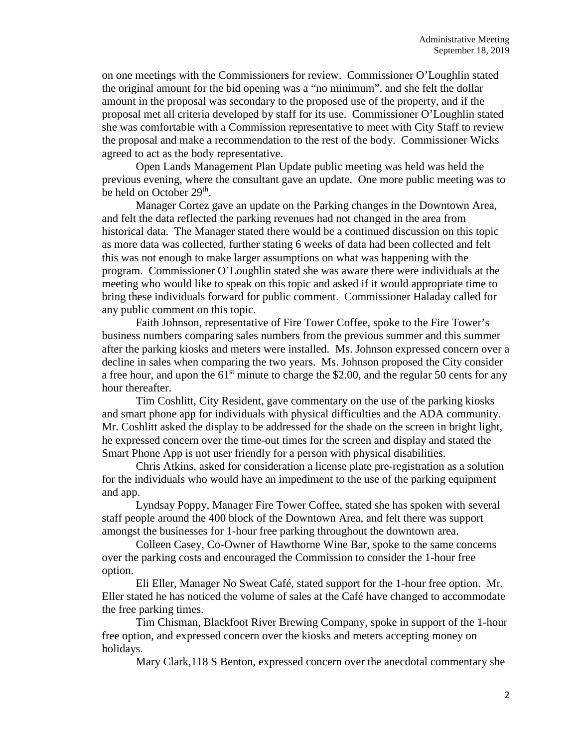on one meetings with the Commissioners for review. Commissioner O'Loughlin stated the original amount for the bid opening was a "no minimum", and she felt the dollar amount in the proposal was secondary to the proposed use of the property, and if the proposal met all criteria developed by staff for its use. Commissioner O'Loughlin stated she was comfortable with a Commission representative to meet with City Staff to review the proposal and make a recommendation to the rest of the body. Commissioner Wicks agreed to act as the body representative.

Open Lands Management Plan Update public meeting was held was held the previous evening, where the consultant gave an update. One more public meeting was to be held on October 29th.

Manager Cortez gave an update on the Parking changes in the Downtown Area, and felt the data reflected the parking revenues had not changed in the area from historical data. The Manager stated there would be a continued discussion on this topic as more data was collected, further stating 6 weeks of data had been collected and felt this was not enough to make larger assumptions on what was happening with the program. Commissioner O'Loughlin stated she was aware there were individuals at the meeting who would like to speak on this topic and asked if it would appropriate time to bring these individuals forward for public comment. Commissioner Haladay called for any public comment on this topic.

Faith Johnson, representative of Fire Tower Coffee, spoke to the Fire Tower's business numbers comparing sales numbers from the previous summer and this summer after the parking kiosks and meters were installed. Ms. Johnson expressed concern over a decline in sales when comparing the two years. Ms. Johnson proposed the City consider a free hour, and upon the 61st minute to charge the $2.00, and the regular 50 cents for any hour thereafter.

Tim Coshlitt, City Resident, gave commentary on the use of the parking kiosks and smart phone app for individuals with physical difficulties and the ADA community. Mr. Coshlitt asked the display to be addressed for the shade on the screen in bright light, he expressed concern over the time-out times for the screen and display and stated the Smart Phone App is not user friendly for a person with physical disabilities.

Chris Atkins, asked for consideration a license plate pre-registration as a solution for the individuals who would have an impediment to the use of the parking equipment and app.

Lyndsay Poppy, Manager Fire Tower Coffee, stated she has spoken with several staff people around the 400 block of the Downtown Area, and felt there was support amongst the businesses for 1-hour free parking throughout the downtown area.

Colleen Casey, Co-Owner of Hawthorne Wine Bar, spoke to the same concerns over the parking costs and encouraged the Commission to consider the 1-hour free option.

Eli Eller, Manager No Sweat Café, stated support for the 1-hour free option. Mr. Eller stated he has noticed the volume of sales at the Café have changed to accommodate the free parking times.

Tim Chisman, Blackfoot River Brewing Company, spoke in support of the 1-hour free option, and expressed concern over the kiosks and meters accepting money on holidays.

Mary Clark,118 S Benton, expressed concern over the anecdotal commentary she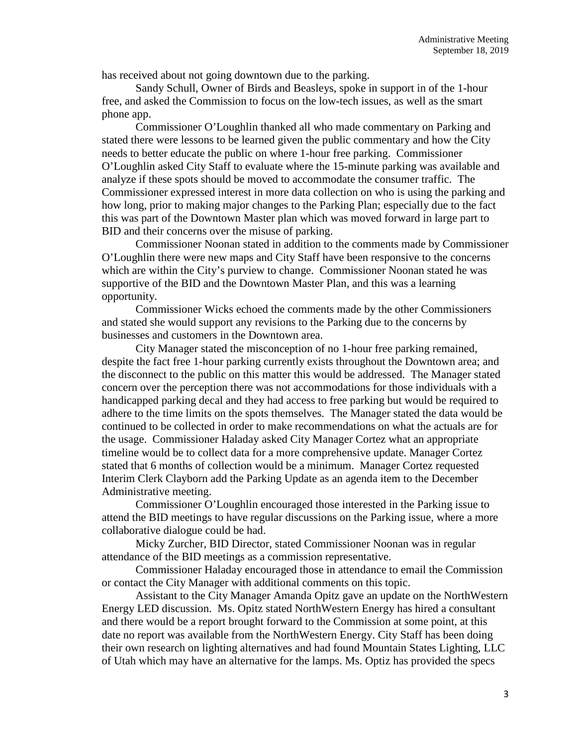has received about not going downtown due to the parking.

Sandy Schull, Owner of Birds and Beasleys, spoke in support in of the 1-hour free, and asked the Commission to focus on the low-tech issues, as well as the smart phone app.

Commissioner O'Loughlin thanked all who made commentary on Parking and stated there were lessons to be learned given the public commentary and how the City needs to better educate the public on where 1-hour free parking. Commissioner O'Loughlin asked City Staff to evaluate where the 15-minute parking was available and analyze if these spots should be moved to accommodate the consumer traffic. The Commissioner expressed interest in more data collection on who is using the parking and how long, prior to making major changes to the Parking Plan; especially due to the fact this was part of the Downtown Master plan which was moved forward in large part to BID and their concerns over the misuse of parking.

Commissioner Noonan stated in addition to the comments made by Commissioner O'Loughlin there were new maps and City Staff have been responsive to the concerns which are within the City's purview to change. Commissioner Noonan stated he was supportive of the BID and the Downtown Master Plan, and this was a learning opportunity.

Commissioner Wicks echoed the comments made by the other Commissioners and stated she would support any revisions to the Parking due to the concerns by businesses and customers in the Downtown area.

City Manager stated the misconception of no 1-hour free parking remained, despite the fact free 1-hour parking currently exists throughout the Downtown area; and the disconnect to the public on this matter this would be addressed. The Manager stated concern over the perception there was not accommodations for those individuals with a handicapped parking decal and they had access to free parking but would be required to adhere to the time limits on the spots themselves. The Manager stated the data would be continued to be collected in order to make recommendations on what the actuals are for the usage. Commissioner Haladay asked City Manager Cortez what an appropriate timeline would be to collect data for a more comprehensive update. Manager Cortez stated that 6 months of collection would be a minimum. Manager Cortez requested Interim Clerk Clayborn add the Parking Update as an agenda item to the December Administrative meeting.

Commissioner O'Loughlin encouraged those interested in the Parking issue to attend the BID meetings to have regular discussions on the Parking issue, where a more collaborative dialogue could be had.

Micky Zurcher, BID Director, stated Commissioner Noonan was in regular attendance of the BID meetings as a commission representative.

Commissioner Haladay encouraged those in attendance to email the Commission or contact the City Manager with additional comments on this topic.

Assistant to the City Manager Amanda Opitz gave an update on the NorthWestern Energy LED discussion. Ms. Opitz stated NorthWestern Energy has hired a consultant and there would be a report brought forward to the Commission at some point, at this date no report was available from the NorthWestern Energy. City Staff has been doing their own research on lighting alternatives and had found Mountain States Lighting, LLC of Utah which may have an alternative for the lamps. Ms. Optiz has provided the specs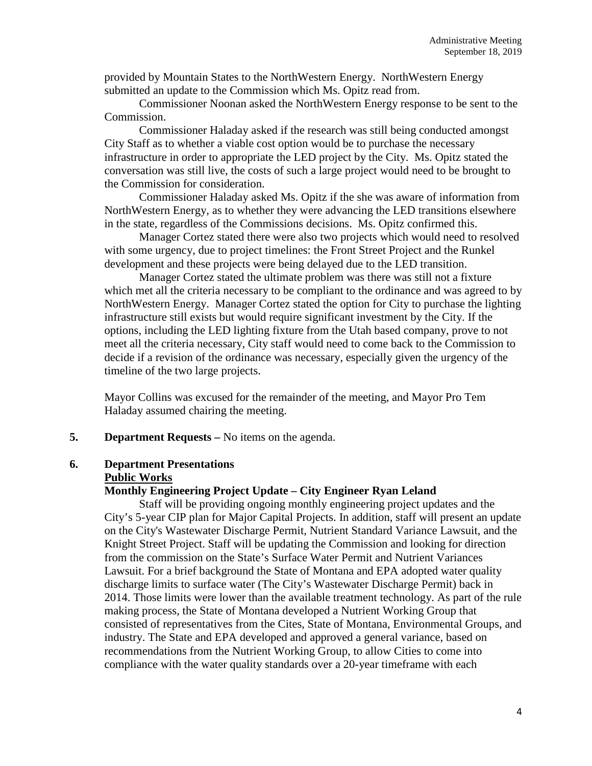provided by Mountain States to the NorthWestern Energy. NorthWestern Energy submitted an update to the Commission which Ms. Opitz read from.

Commissioner Noonan asked the NorthWestern Energy response to be sent to the Commission.

Commissioner Haladay asked if the research was still being conducted amongst City Staff as to whether a viable cost option would be to purchase the necessary infrastructure in order to appropriate the LED project by the City. Ms. Opitz stated the conversation was still live, the costs of such a large project would need to be brought to the Commission for consideration.

Commissioner Haladay asked Ms. Opitz if the she was aware of information from NorthWestern Energy, as to whether they were advancing the LED transitions elsewhere in the state, regardless of the Commissions decisions. Ms. Opitz confirmed this.

Manager Cortez stated there were also two projects which would need to resolved with some urgency, due to project timelines: the Front Street Project and the Runkel development and these projects were being delayed due to the LED transition.

Manager Cortez stated the ultimate problem was there was still not a fixture which met all the criteria necessary to be compliant to the ordinance and was agreed to by NorthWestern Energy. Manager Cortez stated the option for City to purchase the lighting infrastructure still exists but would require significant investment by the City. If the options, including the LED lighting fixture from the Utah based company, prove to not meet all the criteria necessary, City staff would need to come back to the Commission to decide if a revision of the ordinance was necessary, especially given the urgency of the timeline of the two large projects.

Mayor Collins was excused for the remainder of the meeting, and Mayor Pro Tem Haladay assumed chairing the meeting.

**5. Department Requests –** No items on the agenda.

**6. Department Presentations**

**Public Works**

**Monthly Engineering Project Update – City Engineer Ryan Leland**

Staff will be providing ongoing monthly engineering project updates and the City's 5-year CIP plan for Major Capital Projects. In addition, staff will present an update on the City's Wastewater Discharge Permit, Nutrient Standard Variance Lawsuit, and the Knight Street Project. Staff will be updating the Commission and looking for direction from the commission on the State's Surface Water Permit and Nutrient Variances Lawsuit. For a brief background the State of Montana and EPA adopted water quality discharge limits to surface water (The City's Wastewater Discharge Permit) back in 2014. Those limits were lower than the available treatment technology. As part of the rule making process, the State of Montana developed a Nutrient Working Group that consisted of representatives from the Cites, State of Montana, Environmental Groups, and industry. The State and EPA developed and approved a general variance, based on recommendations from the Nutrient Working Group, to allow Cities to come into compliance with the water quality standards over a 20-year timeframe with each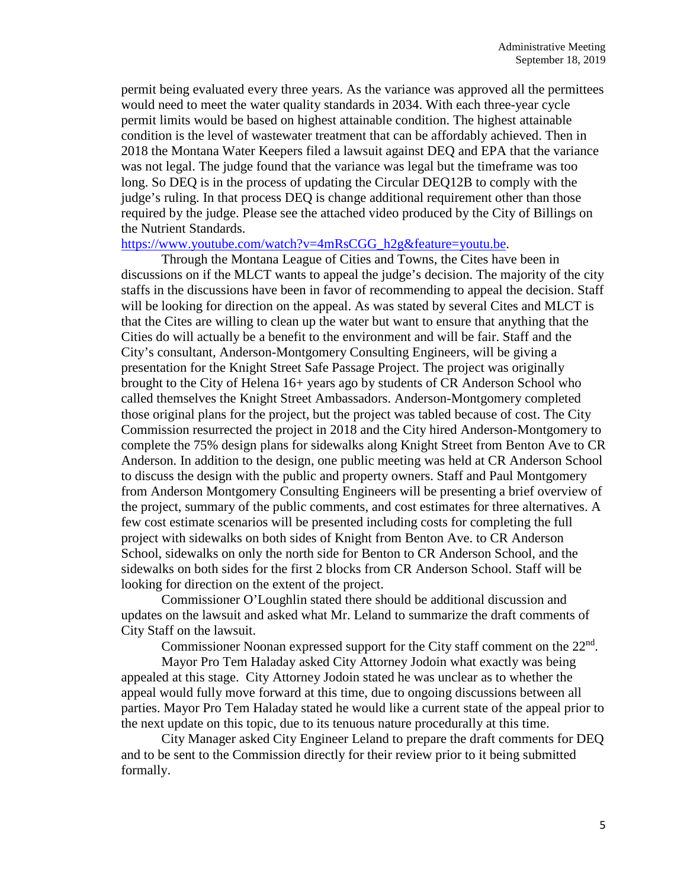permit being evaluated every three years. As the variance was approved all the permittees would need to meet the water quality standards in 2034. With each three-year cycle permit limits would be based on highest attainable condition. The highest attainable condition is the level of wastewater treatment that can be affordably achieved. Then in 2018 the Montana Water Keepers filed a lawsuit against DEQ and EPA that the variance was not legal. The judge found that the variance was legal but the timeframe was too long. So DEQ is in the process of updating the Circular DEQ12B to comply with the judge's ruling. In that process DEQ is change additional requirement other than those required by the judge. Please see the attached video produced by the City of Billings on the Nutrient Standards.
https://www.youtube.com/watch?v=4mRsCGG_h2g&feature=youtu.be.

Through the Montana League of Cities and Towns, the Cites have been in discussions on if the MLCT wants to appeal the judge's decision. The majority of the city staffs in the discussions have been in favor of recommending to appeal the decision. Staff will be looking for direction on the appeal. As was stated by several Cites and MLCT is that the Cites are willing to clean up the water but want to ensure that anything that the Cities do will actually be a benefit to the environment and will be fair. Staff and the City's consultant, Anderson-Montgomery Consulting Engineers, will be giving a presentation for the Knight Street Safe Passage Project. The project was originally brought to the City of Helena 16+ years ago by students of CR Anderson School who called themselves the Knight Street Ambassadors. Anderson-Montgomery completed those original plans for the project, but the project was tabled because of cost. The City Commission resurrected the project in 2018 and the City hired Anderson-Montgomery to complete the 75% design plans for sidewalks along Knight Street from Benton Ave to CR Anderson. In addition to the design, one public meeting was held at CR Anderson School to discuss the design with the public and property owners. Staff and Paul Montgomery from Anderson Montgomery Consulting Engineers will be presenting a brief overview of the project, summary of the public comments, and cost estimates for three alternatives. A few cost estimate scenarios will be presented including costs for completing the full project with sidewalks on both sides of Knight from Benton Ave. to CR Anderson School, sidewalks on only the north side for Benton to CR Anderson School, and the sidewalks on both sides for the first 2 blocks from CR Anderson School. Staff will be looking for direction on the extent of the project.

Commissioner O'Loughlin stated there should be additional discussion and updates on the lawsuit and asked what Mr. Leland to summarize the draft comments of City Staff on the lawsuit.

Commissioner Noonan expressed support for the City staff comment on the 22nd.

Mayor Pro Tem Haladay asked City Attorney Jodoin what exactly was being appealed at this stage. City Attorney Jodoin stated he was unclear as to whether the appeal would fully move forward at this time, due to ongoing discussions between all parties. Mayor Pro Tem Haladay stated he would like a current state of the appeal prior to the next update on this topic, due to its tenuous nature procedurally at this time.

City Manager asked City Engineer Leland to prepare the draft comments for DEQ and to be sent to the Commission directly for their review prior to it being submitted formally.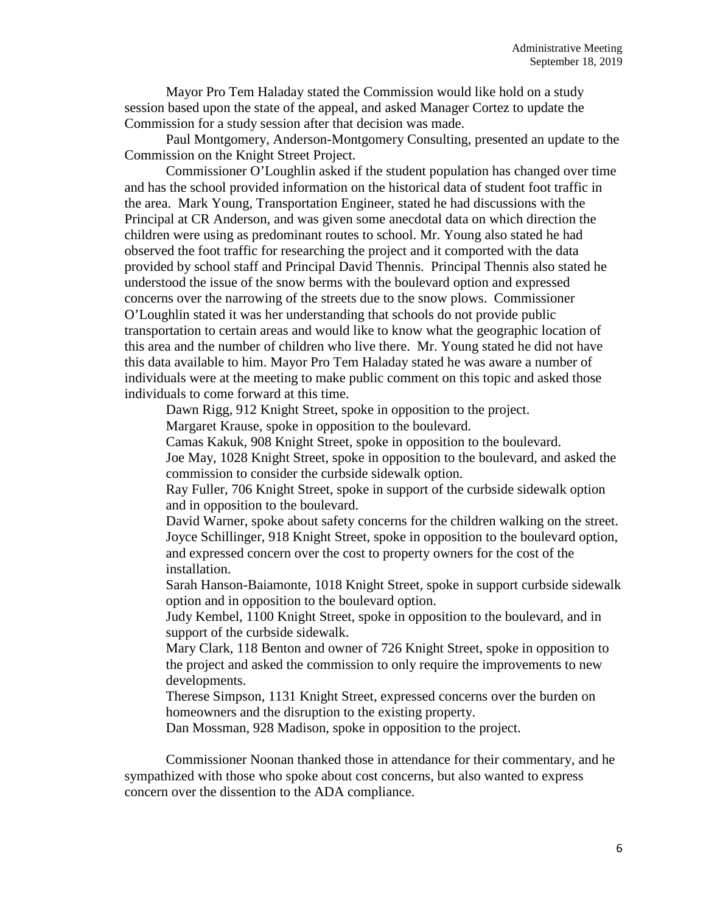Mayor Pro Tem Haladay stated the Commission would like hold on a study session based upon the state of the appeal, and asked Manager Cortez to update the Commission for a study session after that decision was made.

Paul Montgomery, Anderson-Montgomery Consulting, presented an update to the Commission on the Knight Street Project.

Commissioner O'Loughlin asked if the student population has changed over time and has the school provided information on the historical data of student foot traffic in the area. Mark Young, Transportation Engineer, stated he had discussions with the Principal at CR Anderson, and was given some anecdotal data on which direction the children were using as predominant routes to school. Mr. Young also stated he had observed the foot traffic for researching the project and it comported with the data provided by school staff and Principal David Thennis. Principal Thennis also stated he understood the issue of the snow berms with the boulevard option and expressed concerns over the narrowing of the streets due to the snow plows. Commissioner O'Loughlin stated it was her understanding that schools do not provide public transportation to certain areas and would like to know what the geographic location of this area and the number of children who live there. Mr. Young stated he did not have this data available to him. Mayor Pro Tem Haladay stated he was aware a number of individuals were at the meeting to make public comment on this topic and asked those individuals to come forward at this time.

Dawn Rigg, 912 Knight Street, spoke in opposition to the project.

Margaret Krause, spoke in opposition to the boulevard.

Camas Kakuk, 908 Knight Street, spoke in opposition to the boulevard.

Joe May, 1028 Knight Street, spoke in opposition to the boulevard, and asked the commission to consider the curbside sidewalk option.

Ray Fuller, 706 Knight Street, spoke in support of the curbside sidewalk option and in opposition to the boulevard.

David Warner, spoke about safety concerns for the children walking on the street.

Joyce Schillinger, 918 Knight Street, spoke in opposition to the boulevard option, and expressed concern over the cost to property owners for the cost of the installation.

Sarah Hanson-Baiamonte, 1018 Knight Street, spoke in support curbside sidewalk option and in opposition to the boulevard option.

Judy Kembel, 1100 Knight Street, spoke in opposition to the boulevard, and in support of the curbside sidewalk.

Mary Clark, 118 Benton and owner of 726 Knight Street, spoke in opposition to the project and asked the commission to only require the improvements to new developments.

Therese Simpson, 1131 Knight Street, expressed concerns over the burden on homeowners and the disruption to the existing property.

Dan Mossman, 928 Madison, spoke in opposition to the project.

Commissioner Noonan thanked those in attendance for their commentary, and he sympathized with those who spoke about cost concerns, but also wanted to express concern over the dissention to the ADA compliance.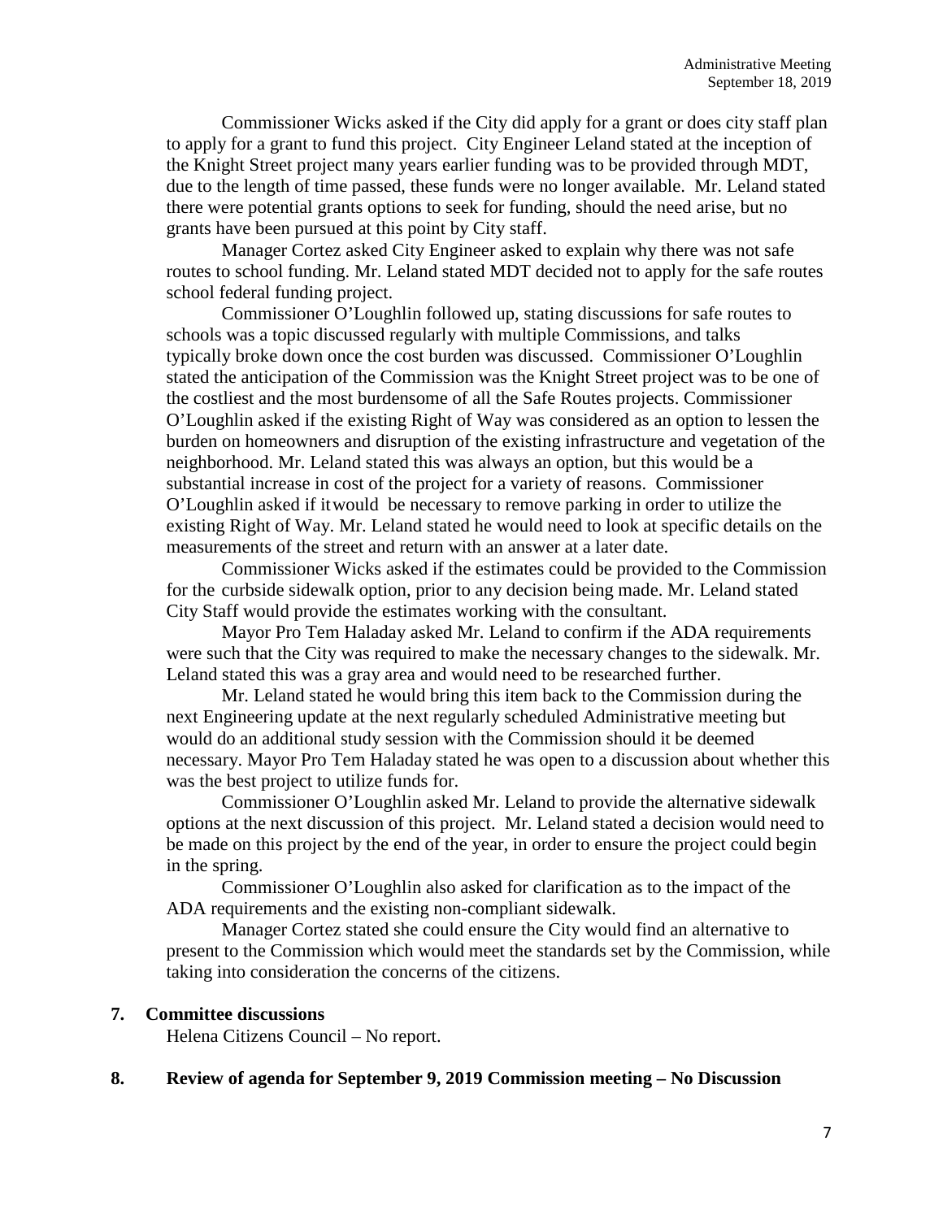Commissioner Wicks asked if the City did apply for a grant or does city staff plan to apply for a grant to fund this project. City Engineer Leland stated at the inception of the Knight Street project many years earlier funding was to be provided through MDT, due to the length of time passed, these funds were no longer available. Mr. Leland stated there were potential grants options to seek for funding, should the need arise, but no grants have been pursued at this point by City staff.

Manager Cortez asked City Engineer asked to explain why there was not safe routes to school funding. Mr. Leland stated MDT decided not to apply for the safe routes school federal funding project.

Commissioner O'Loughlin followed up, stating discussions for safe routes to schools was a topic discussed regularly with multiple Commissions, and talks typically broke down once the cost burden was discussed. Commissioner O'Loughlin stated the anticipation of the Commission was the Knight Street project was to be one of the costliest and the most burdensome of all the Safe Routes projects. Commissioner O'Loughlin asked if the existing Right of Way was considered as an option to lessen the burden on homeowners and disruption of the existing infrastructure and vegetation of the neighborhood. Mr. Leland stated this was always an option, but this would be a substantial increase in cost of the project for a variety of reasons. Commissioner O'Loughlin asked if itwould be necessary to remove parking in order to utilize the existing Right of Way. Mr. Leland stated he would need to look at specific details on the measurements of the street and return with an answer at a later date.

Commissioner Wicks asked if the estimates could be provided to the Commission for the curbside sidewalk option, prior to any decision being made. Mr. Leland stated City Staff would provide the estimates working with the consultant.

Mayor Pro Tem Haladay asked Mr. Leland to confirm if the ADA requirements were such that the City was required to make the necessary changes to the sidewalk. Mr. Leland stated this was a gray area and would need to be researched further.

Mr. Leland stated he would bring this item back to the Commission during the next Engineering update at the next regularly scheduled Administrative meeting but would do an additional study session with the Commission should it be deemed necessary. Mayor Pro Tem Haladay stated he was open to a discussion about whether this was the best project to utilize funds for.

Commissioner O'Loughlin asked Mr. Leland to provide the alternative sidewalk options at the next discussion of this project. Mr. Leland stated a decision would need to be made on this project by the end of the year, in order to ensure the project could begin in the spring.

Commissioner O'Loughlin also asked for clarification as to the impact of the ADA requirements and the existing non-compliant sidewalk.

Manager Cortez stated she could ensure the City would find an alternative to present to the Commission which would meet the standards set by the Commission, while taking into consideration the concerns of the citizens.

**7. Committee discussions**

Helena Citizens Council – No report.

**8. Review of agenda for September 9, 2019 Commission meeting – No Discussion**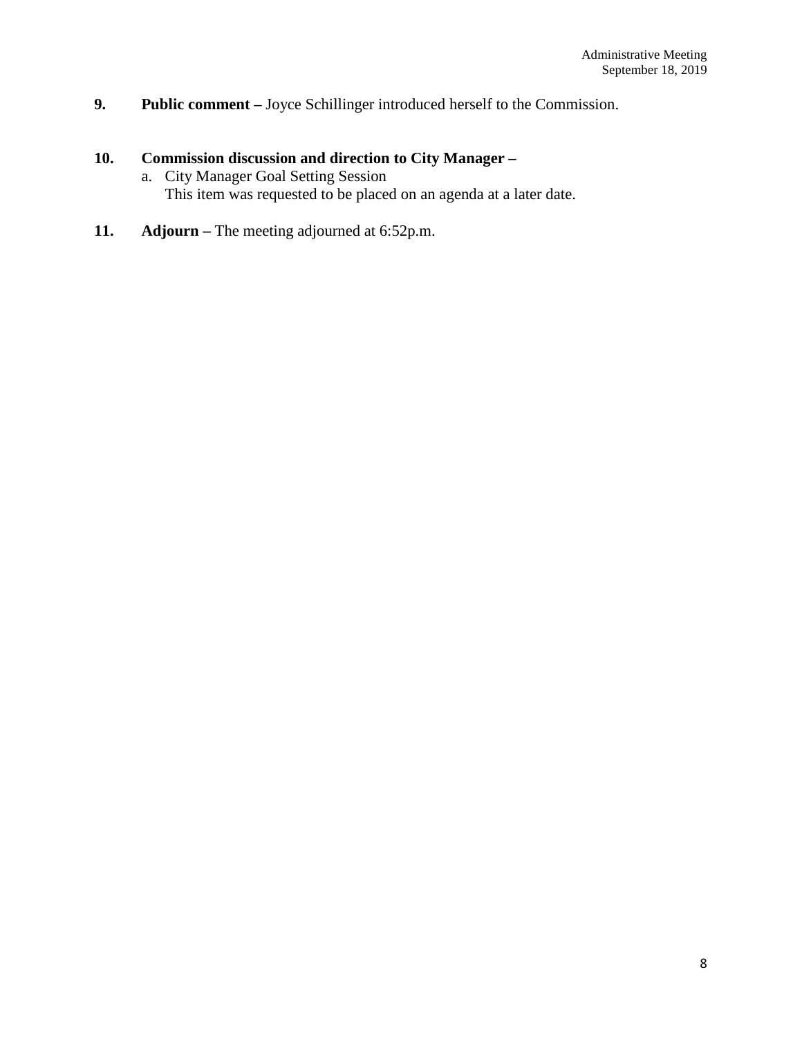**9. Public comment –** Joyce Schillinger introduced herself to the Commission.

**10. Commission discussion and direction to City Manager –**

a. City Manager Goal Setting Session
   This item was requested to be placed on an agenda at a later date.

**11. Adjourn –** The meeting adjourned at 6:52p.m.